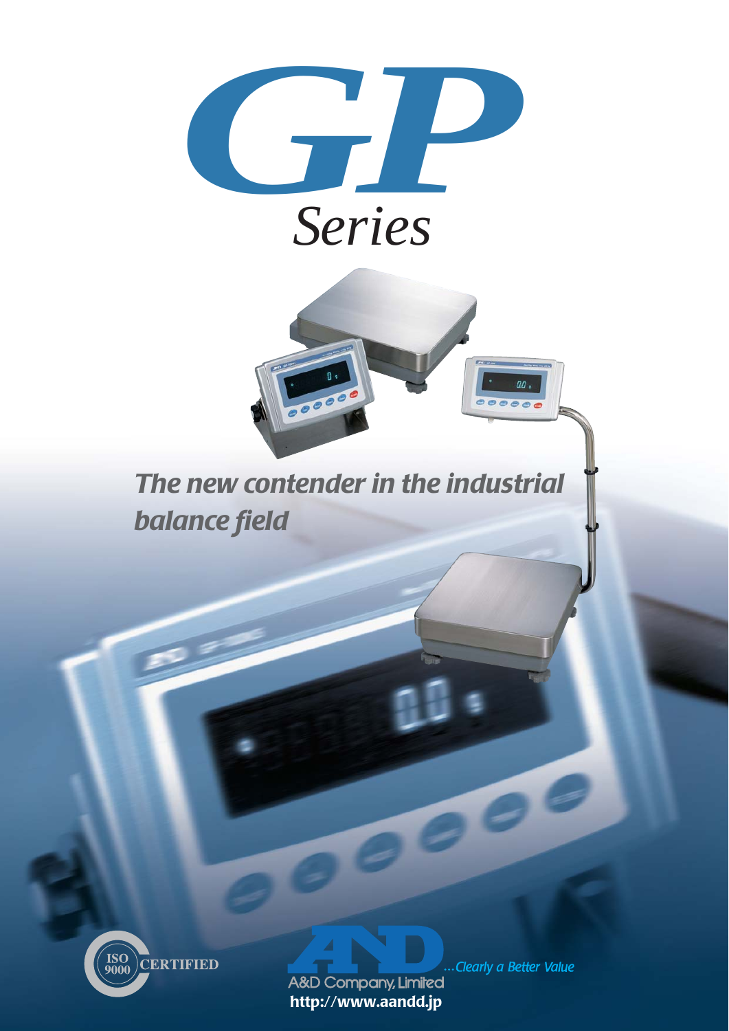# GP

## Series

***The new contender in the industrial balance field***

ISO 9000 CERTIFIED

A&D Company, Limited

*...Clearly a Better Value*

**http://www.aandd.jp**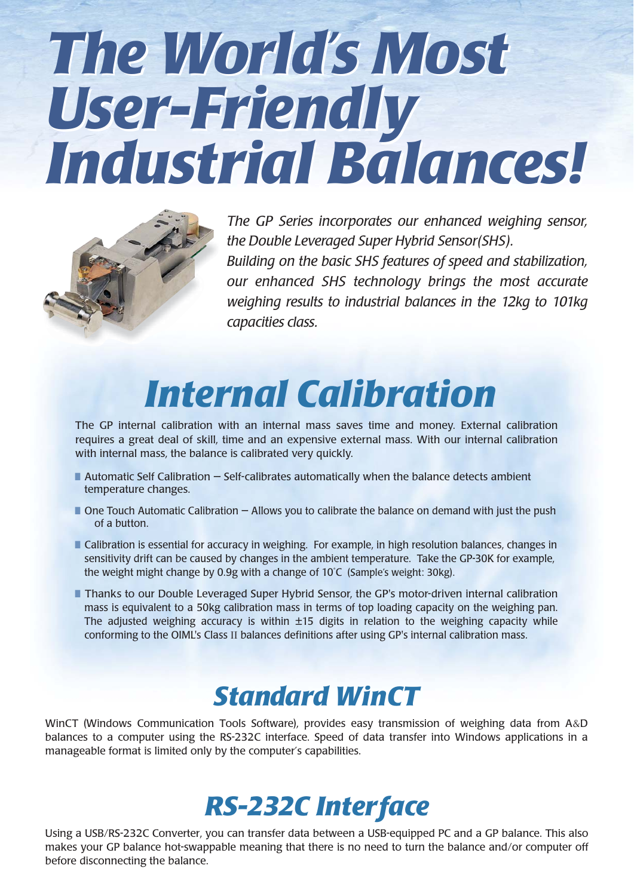# The World's Most User-Friendly Industrial Balances!

*The GP Series incorporates our enhanced weighing sensor, the Double Leveraged Super Hybrid Sensor(SHS). Building on the basic SHS features of speed and stabilization, our enhanced SHS technology brings the most accurate weighing results to industrial balances in the 12kg to 101kg capacities class.*

## Internal Calibration

The GP internal calibration with an internal mass saves time and money. External calibration requires a great deal of skill, time and an expensive external mass. With our internal calibration with internal mass, the balance is calibrated very quickly.

- Automatic Self Calibration – Self-calibrates automatically when the balance detects ambient temperature changes.
- One Touch Automatic Calibration – Allows you to calibrate the balance on demand with just the push of a button.
- Calibration is essential for accuracy in weighing. For example, in high resolution balances, changes in sensitivity drift can be caused by changes in the ambient temperature. Take the GP-30K for example, the weight might change by 0.9g with a change of 10°C (Sample's weight: 30kg).
- Thanks to our Double Leveraged Super Hybrid Sensor, the GP's motor-driven internal calibration mass is equivalent to a 50kg calibration mass in terms of top loading capacity on the weighing pan. The adjusted weighing accuracy is within ±15 digits in relation to the weighing capacity while conforming to the OIML's Class II balances definitions after using GP's internal calibration mass.

## Standard WinCT

WinCT (Windows Communication Tools Software), provides easy transmission of weighing data from A&D balances to a computer using the RS-232C interface. Speed of data transfer into Windows applications in a manageable format is limited only by the computer's capabilities.

## RS-232C Interface

Using a USB/RS-232C Converter, you can transfer data between a USB-equipped PC and a GP balance. This also makes your GP balance hot-swappable meaning that there is no need to turn the balance and/or computer off before disconnecting the balance.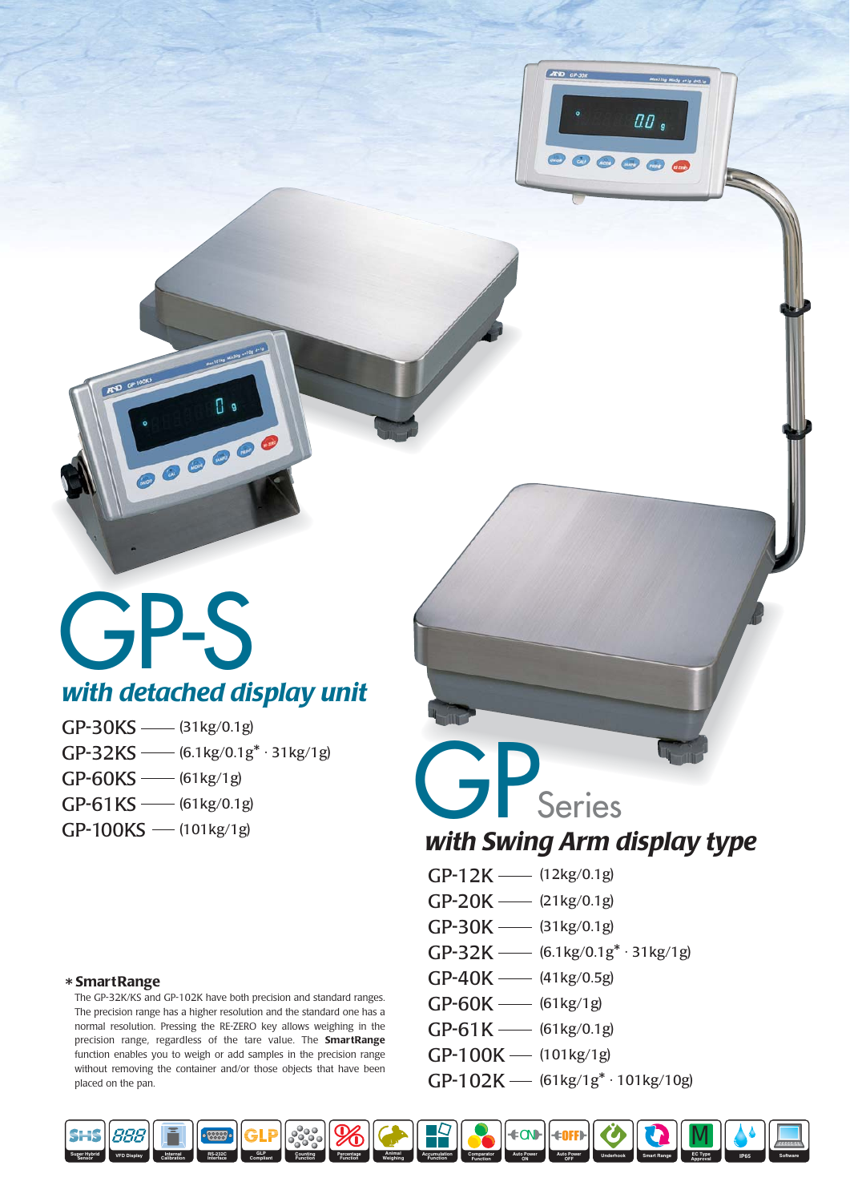# GP-S

## *with detached display unit*

- GP-30KS —— (31kg/0.1g)
- GP-32KS —— (6.1kg/0.1g* · 31kg/1g)
- GP-60KS —— (61kg/1g)
- GP-61KS —— (61kg/0.1g)
- GP-100KS —— (101kg/1g)

# GP Series

## *with Swing Arm display type*

- GP-12K —— (12kg/0.1g)
- GP-20K —— (21kg/0.1g)
- GP-30K —— (31kg/0.1g)
- GP-32K —— (6.1kg/0.1g* · 31kg/1g)
- GP-40K —— (41kg/0.5g)
- GP-60K —— (61kg/1g)
- GP-61K —— (61kg/0.1g)
- GP-100K —— (101kg/1g)
- GP-102K —— (61kg/1g* · 101kg/10g)

**\* SmartRange**

The GP-32K/KS and GP-102K have both precision and standard ranges. The precision range has a higher resolution and the standard one has a normal resolution. Pressing the RE-ZERO key allows weighing in the precision range, regardless of the tare value. The **SmartRange** function enables you to weigh or add samples in the precision range without removing the container and/or those objects that have been placed on the pan.

Super Hybrid Sensor | VFD Display | Internal Calibration | RS-232C Interface | GLP Compliant | Counting Function | Percentage Function | Animal Weighing | Accumulation Function | Comparator Function | Auto Power ON | Auto Power OFF | Underhook | Smart Range | EC Type Approval | IP65 | Software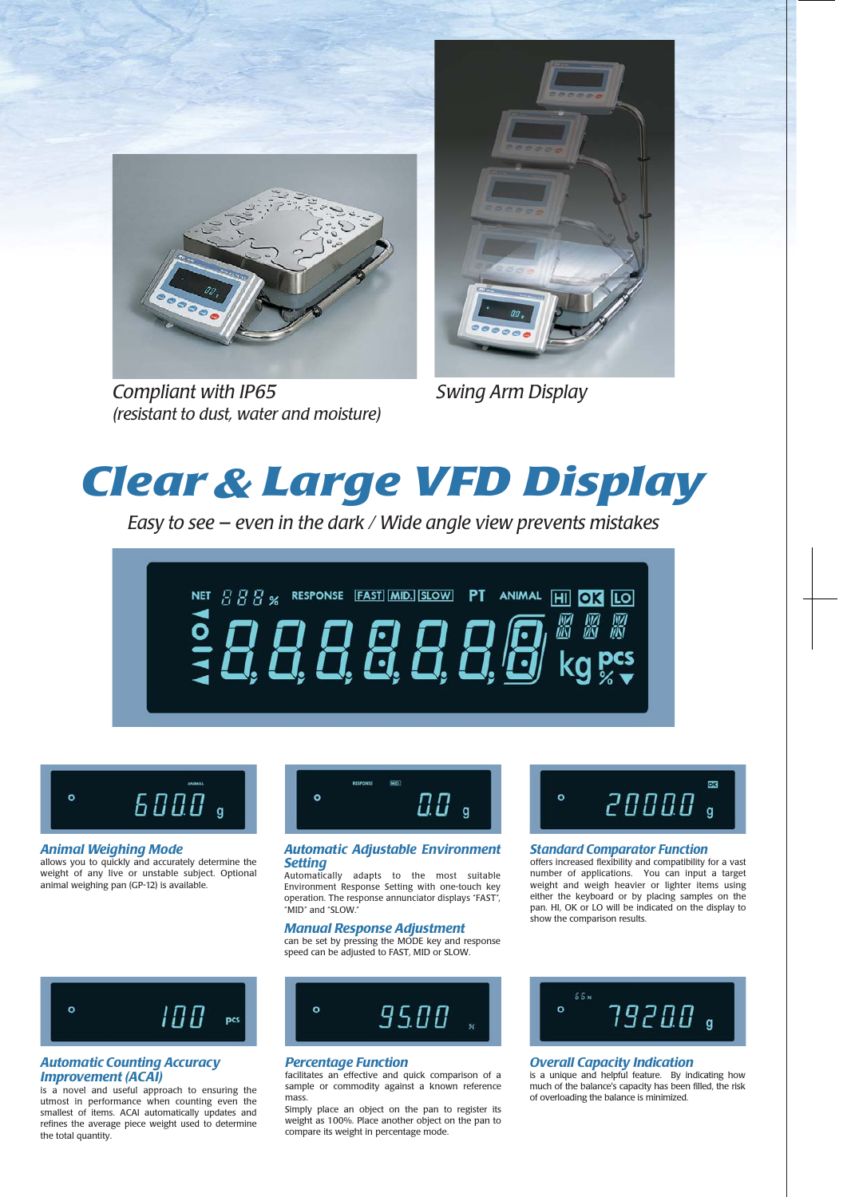*Compliant with IP65*
*(resistant to dust, water and moisture)*

*Swing Arm Display*

# Clear & Large VFD Display

*Easy to see – even in the dark / Wide angle view prevents mistakes*

### Animal Weighing Mode

allows you to quickly and accurately determine the weight of any live or unstable subject. Optional animal weighing pan (GP-12) is available.

### Automatic Adjustable Environment Setting

Automatically adapts to the most suitable Environment Response Setting with one-touch key operation. The response annunciator displays "FAST", "MID" and "SLOW."

### Manual Response Adjustment

can be set by pressing the MODE key and response speed can be adjusted to FAST, MID or SLOW.

### Standard Comparator Function

offers increased flexibility and compatibility for a vast number of applications. You can input a target weight and weigh heavier or lighter items using either the keyboard or by placing samples on the pan. HI, OK or LO will be indicated on the display to show the comparison results.

### Automatic Counting Accuracy Improvement (ACAI)

is a novel and useful approach to ensuring the utmost in performance when counting even the smallest of items. ACAI automatically updates and refines the average piece weight used to determine the total quantity.

### Percentage Function

facilitates an effective and quick comparison of a sample or commodity against a known reference mass.
Simply place an object on the pan to register its weight as 100%. Place another object on the pan to compare its weight in percentage mode.

### Overall Capacity Indication

is a unique and helpful feature. By indicating how much of the balance's capacity has been filled, the risk of overloading the balance is minimized.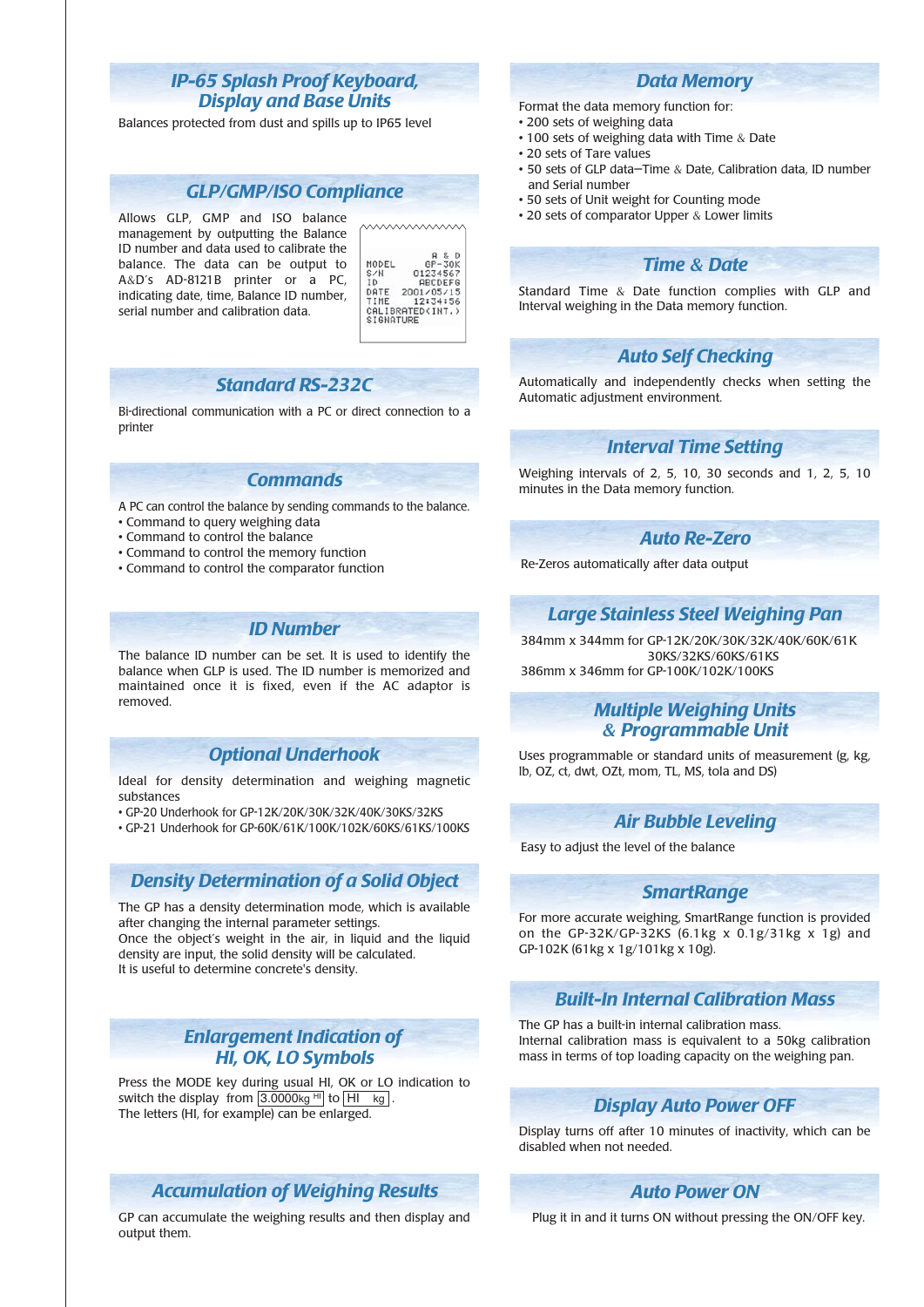## IP-65 Splash Proof Keyboard, Display and Base Units

Balances protected from dust and spills up to IP65 level

## GLP/GMP/ISO Compliance

Allows GLP, GMP and ISO balance management by outputting the Balance ID number and data used to calibrate the balance. The data can be output to A&D's AD-8121B printer or a PC, indicating date, time, Balance ID number, serial number and calibration data.

```
                A & D
MODEL          GP-30K
S/N          01234567
ID            ABCDEFG
DATE       2001/05/15
TIME         12:34:56
CALIBRATED(INT.)
SIGNATURE
```

## Standard RS-232C

Bi-directional communication with a PC or direct connection to a printer

## Commands

A PC can control the balance by sending commands to the balance.

- Command to query weighing data
- Command to control the balance
- Command to control the memory function
- Command to control the comparator function

## ID Number

The balance ID number can be set. It is used to identify the balance when GLP is used. The ID number is memorized and maintained once it is fixed, even if the AC adaptor is removed.

## Optional Underhook

Ideal for density determination and weighing magnetic substances

- GP-20 Underhook for GP-12K/20K/30K/32K/40K/30KS/32KS
- GP-21 Underhook for GP-60K/61K/100K/102K/60KS/61KS/100KS

## Density Determination of a Solid Object

The GP has a density determination mode, which is available after changing the internal parameter settings.
Once the object's weight in the air, in liquid and the liquid density are input, the solid density will be calculated.
It is useful to determine concrete's density.

## Enlargement Indication of HI, OK, LO Symbols

Press the MODE key during usual HI, OK or LO indication to switch the display from [3.0000kg HI] to [HI kg].
The letters (HI, for example) can be enlarged.

## Accumulation of Weighing Results

GP can accumulate the weighing results and then display and output them.

## Data Memory

Format the data memory function for:

- 200 sets of weighing data
- 100 sets of weighing data with Time & Date
- 20 sets of Tare values
- 50 sets of GLP data—Time & Date, Calibration data, ID number and Serial number
- 50 sets of Unit weight for Counting mode
- 20 sets of comparator Upper & Lower limits

## Time & Date

Standard Time & Date function complies with GLP and Interval weighing in the Data memory function.

## Auto Self Checking

Automatically and independently checks when setting the Automatic adjustment environment.

## Interval Time Setting

Weighing intervals of 2, 5, 10, 30 seconds and 1, 2, 5, 10 minutes in the Data memory function.

## Auto Re-Zero

Re-Zeros automatically after data output

## Large Stainless Steel Weighing Pan

384mm x 344mm for GP-12K/20K/30K/32K/40K/60K/61K
30KS/32KS/60KS/61KS
386mm x 346mm for GP-100K/102K/100KS

## Multiple Weighing Units & Programmable Unit

Uses programmable or standard units of measurement (g, kg, lb, OZ, ct, dwt, OZt, mom, TL, MS, tola and DS)

## Air Bubble Leveling

Easy to adjust the level of the balance

## SmartRange

For more accurate weighing, SmartRange function is provided on the GP-32K/GP-32KS (6.1kg x 0.1g/31kg x 1g) and GP-102K (61kg x 1g/101kg x 10g).

## Built-In Internal Calibration Mass

The GP has a built-in internal calibration mass.
Internal calibration mass is equivalent to a 50kg calibration mass in terms of top loading capacity on the weighing pan.

## Display Auto Power OFF

Display turns off after 10 minutes of inactivity, which can be disabled when not needed.

## Auto Power ON

Plug it in and it turns ON without pressing the ON/OFF key.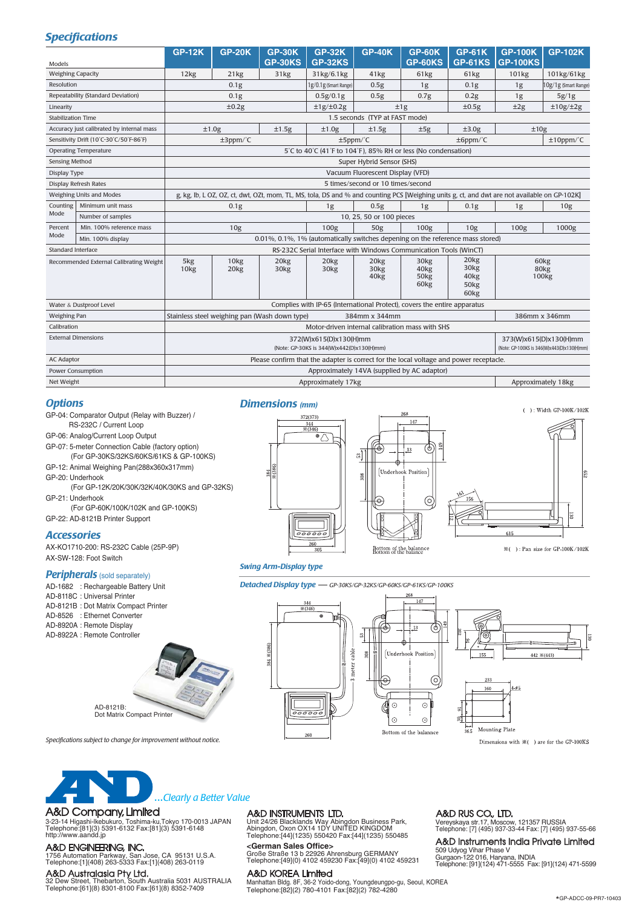## Specifications

| Models | GP-12K | GP-20K | GP-30K GP-30KS | GP-32K GP-32KS | GP-40K | GP-60K GP-60KS | GP-61K GP-61KS | GP-100K GP-100KS | GP-102K |
|---|---|---|---|---|---|---|---|---|---|
| Weighing Capacity | 12kg | 21kg | 31kg | 31kg/6.1kg | 41kg | 61kg | 61kg | 101kg | 101kg/61kg |
| Resolution | 0.1g | | | 1g/0.1g (Smart Range) | 0.5g | 1g | 0.1g | 1g | 10g/1g (Smart Range) |
| Repeatability (Standard Deviation) | 0.1g | | | 0.5g/0.1g | 0.5g | 0.7g | 0.2g | 1g | 5g/1g |
| Linearity | ±0.2g | | | ±1g/±0.2g | ±1g | | ±0.5g | ±2g | ±10g/±2g |
| Stabilization Time | 1.5 seconds (TYP at FAST mode) | | | | | | | | |
| Accuracy just calibrated by internal mass | ±1.0g | | ±1.5g | ±1.0g | ±1.5g | ±5g | ±3.0g | ±10g | |
| Sensitivity Drift (10°C-30°C/50°F-86°F) | ±3ppm/°C | | | ±5ppm/°C | | ±6ppm/°C | | | ±10ppm/°C |
| Operating Temperature | 5°C to 40°C (41°F to 104°F), 85% RH or less (No condensation) | | | | | | | | |
| Sensing Method | Super Hybrid Sensor (SHS) | | | | | | | | |
| Display Type | Vacuum Fluorescent Display (VFD) | | | | | | | | |
| Display Refresh Rates | 5 times/second or 10 times/second | | | | | | | | |
| Weighing Units and Modes | g, kg, lb, L OZ, OZ, ct, dwt, OZt, mom, TL, MS, tola, DS and % and counting PCS [Weighing units g, ct, and dwt are not available on GP-102K] | | | | | | | | |
| Counting Mode – Minimum unit mass | 0.1g | | | 1g | 0.5g | 1g | 0.1g | 1g | 10g |
| Counting Mode – Number of samples | 10, 25, 50 or 100 pieces | | | | | | | | |
| Percent Mode – Min. 100% reference mass | 10g | | | 100g | 50g | 100g | 10g | 100g | 1000g |
| Percent Mode – Min. 100% display | 0.01%, 0.1%, 1% (automatically switches depending on the reference mass stored) | | | | | | | | |
| Standard Interface | RS-232C Serial Interface with Windows Communication Tools (WinCT) | | | | | | | | |
| Recommended External Calibrating Weight | 5kg 10kg | 10kg 20kg | 20kg 30kg | 20kg 30kg | 20kg 30kg 40kg | 30kg 40kg 50kg 60kg | 20kg 30kg 40kg 50kg 60kg | 60kg 80kg 100kg | |
| Water & Dustproof Level | Complies with IP-65 (International Protect), covers the entire apparatus | | | | | | | | |
| Weighing Pan | Stainless steel weighing pan (Wash down type) 384mm x 344mm | | | | | | | 386mm x 346mm | |
| Calibration | Motor-driven internal calibration mass with SHS | | | | | | | | |
| External Dimensions | 372(W)x615(D)x130(H)mm (Note: GP-30KS is 344(W)x442(D)x130(H)mm) | | | | | | | 373(W)x615(D)x130(H)mm (Note: GP-100KS is 346(W)x443(D)x130(H)mm) | |
| AC Adaptor | Please confirm that the adapter is correct for the local voltage and power receptacle. | | | | | | | | |
| Power Consumption | Approximately 14VA (supplied by AC adaptor) | | | | | | | | |
| Net Weight | Approximately 17kg | | | | | | | Approximately 18kg | |

## Options

GP-04: Comparator Output (Relay with Buzzer) / RS-232C / Current Loop
GP-06: Analog/Current Loop Output
GP-07: 5-meter Connection Cable (factory option) (For GP-30KS/32KS/60KS/61KS & GP-100KS)
GP-12: Animal Weighing Pan(288x360x317mm)
GP-20: Underhook (For GP-12K/20K/30K/32K/40K/30KS and GP-32KS)
GP-21: Underhook (For GP-60K/100K/102K and GP-100KS)
GP-22: AD-8121B Printer Support

## Accessories

AX-KO1710-200: RS-232C Cable (25P-9P)
AX-SW-128: Foot Switch

## Peripherals (sold separately)

AD-1682 : Rechargeable Battery Unit
AD-8118C : Universal Printer
AD-8121B : Dot Matrix Compact Printer
AD-8526 : Ethernet Converter
AD-8920A : Remote Display
AD-8922A : Remote Controller

AD-8121B: Dot Matrix Compact Printer

*Specifications subject to change for improvement without notice.*

## Dimensions (mm)

( ): Width GP-100K/102K

372(373) 344 ※(346) 268 147 13 53 149 384 ※(386) 308 Underhook Position 161 156 652 212 130 615 260 305 Bottom of the balance ※( ): Pan size for GP-100K/102K

*Swing Arm-Display type*

*Detached Display type* — GP-30KS/GP-32KS/GP-60KS/GP-61KS/GP-100KS

344 ※(346) 268 147 13 53 149 384 ※(386) 308 3 meter cable Underhook Position 260 Bottom of the balance 202 94 130 155 442 ※(443) 233 160 4-φ5 91 30 36.5 Mounting Plate

Dimensions with ※( ) are for the GP-100KS

...Clearly a Better Value

**A&D Company, Limited**
3-23-14 Higashi-Ikebukuro, Toshima-ku,Tokyo 170-0013 JAPAN
Telephone:[81](3) 5391-6132 Fax:[81](3) 5391-6148
http://www.aandd.jp

**A&D ENGINEERING, INC.**
1756 Automation Parkway, San Jose, CA 95131 U.S.A.
Telephone:[1](408) 263-5333 Fax:[1](408) 263-0119

**A&D Australasia Pty Ltd.**
32 Dew Street, Thebarton, South Australia 5031 AUSTRALIA
Telephone:[61](8) 8301-8100 Fax:[61](8) 8352-7409

**A&D INSTRUMENTS LTD.**
Unit 24/26 Blacklands Way Abingdon Business Park, Abingdon, Oxon OX14 1DY UNITED KINGDOM
Telephone:[44](1235) 550420 Fax:[44](1235) 550485

**<German Sales Office>**
Große Straße 13 b 22926 Ahrensburg GERMANY
Telephone:[49](0) 4102 459230 Fax:[49](0) 4102 459231

**A&D KOREA Limited**
Manhattan Bldg. 8F, 36-2 Yoido-dong, Youngdeungpo-gu, Seoul, KOREA
Telephone:[82](2) 780-4101 Fax:[82](2) 782-4280

**A&D RUS CO., LTD.**
Vereyskaya str.17, Moscow, 121357 RUSSIA
Telephone: [7] (495) 937-33-44 Fax: [7] (495) 937-55-66

**A&D Instruments India Private Limited**
509 Udyog Vihar Phase V
Gurgaon-122 016, Haryana, INDIA
Telephone: [91](124) 471-5555 Fax: [91](124) 471-5599

*GP-ADCC-09-PR7-10403